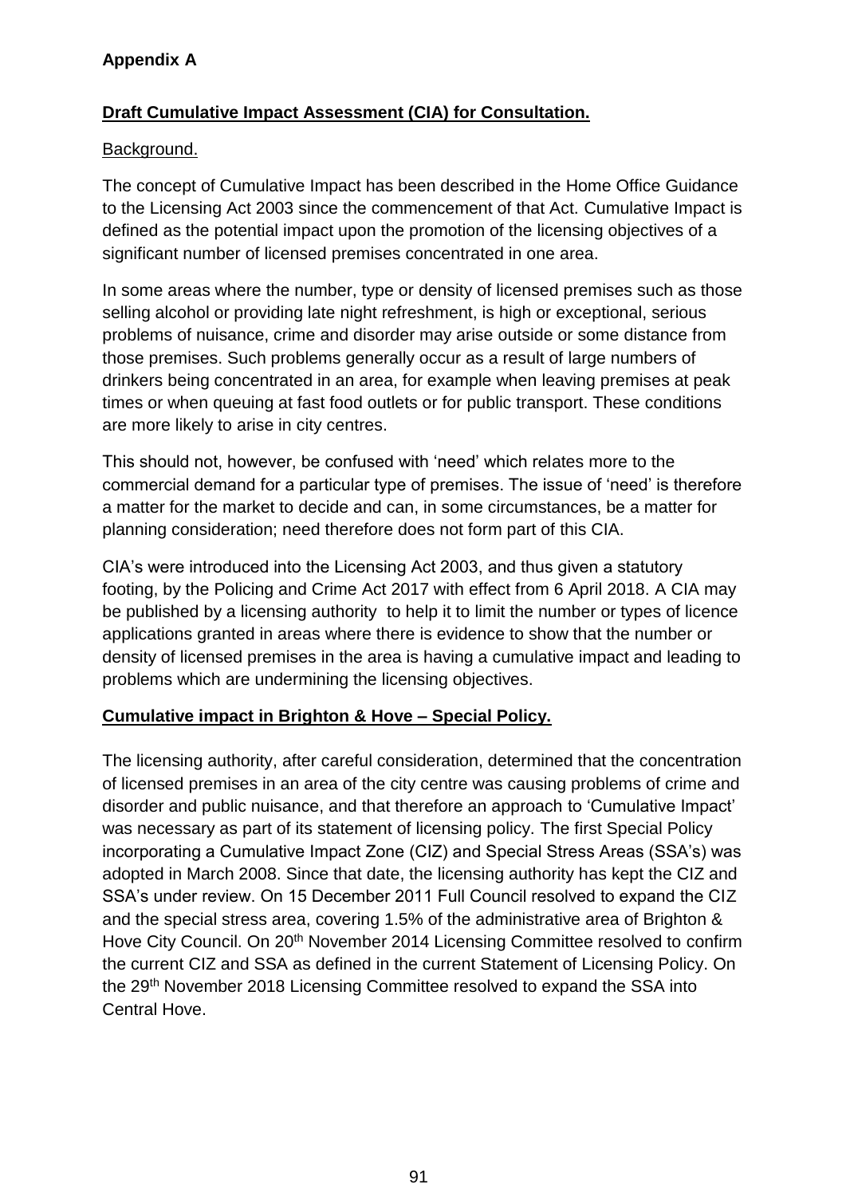**Appendix A**

## Draft Cumulative Impact Assessment (CIA) for Consultation.

Background.

The concept of Cumulative Impact has been described in the Home Office Guidance to the Licensing Act 2003 since the commencement of that Act. Cumulative Impact is defined as the potential impact upon the promotion of the licensing objectives of a significant number of licensed premises concentrated in one area.

In some areas where the number, type or density of licensed premises such as those selling alcohol or providing late night refreshment, is high or exceptional, serious problems of nuisance, crime and disorder may arise outside or some distance from those premises. Such problems generally occur as a result of large numbers of drinkers being concentrated in an area, for example when leaving premises at peak times or when queuing at fast food outlets or for public transport. These conditions are more likely to arise in city centres.

This should not, however, be confused with 'need' which relates more to the commercial demand for a particular type of premises. The issue of 'need' is therefore a matter for the market to decide and can, in some circumstances, be a matter for planning consideration; need therefore does not form part of this CIA.

CIA's were introduced into the Licensing Act 2003, and thus given a statutory footing, by the Policing and Crime Act 2017 with effect from 6 April 2018. A CIA may be published by a licensing authority to help it to limit the number or types of licence applications granted in areas where there is evidence to show that the number or density of licensed premises in the area is having a cumulative impact and leading to problems which are undermining the licensing objectives.

## Cumulative impact in Brighton & Hove – Special Policy.

The licensing authority, after careful consideration, determined that the concentration of licensed premises in an area of the city centre was causing problems of crime and disorder and public nuisance, and that therefore an approach to 'Cumulative Impact' was necessary as part of its statement of licensing policy. The first Special Policy incorporating a Cumulative Impact Zone (CIZ) and Special Stress Areas (SSA's) was adopted in March 2008. Since that date, the licensing authority has kept the CIZ and SSA's under review. On 15 December 2011 Full Council resolved to expand the CIZ and the special stress area, covering 1.5% of the administrative area of Brighton & Hove City Council. On 20th November 2014 Licensing Committee resolved to confirm the current CIZ and SSA as defined in the current Statement of Licensing Policy. On the 29th November 2018 Licensing Committee resolved to expand the SSA into Central Hove.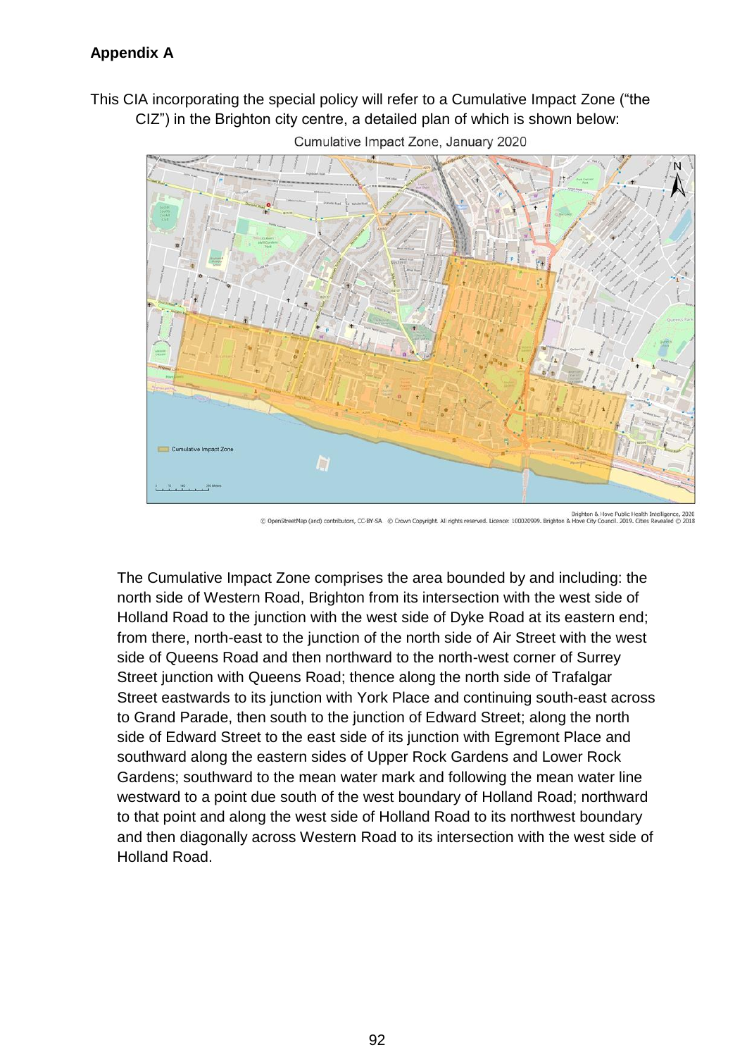**Appendix A**

This CIA incorporating the special policy will refer to a Cumulative Impact Zone ("the CIZ") in the Brighton city centre, a detailed plan of which is shown below:

Cumulative Impact Zone, January 2020

Brighton & Hove Public Health Intelligence, 2020
© OpenStreetMap (and) contributors, CC-BY-SA © Crown Copyright. All rights reserved. Licence: 100020999. Brighton & Hove City Council. 2019. Cities Revealed © 2018

The Cumulative Impact Zone comprises the area bounded by and including: the north side of Western Road, Brighton from its intersection with the west side of Holland Road to the junction with the west side of Dyke Road at its eastern end; from there, north-east to the junction of the north side of Air Street with the west side of Queens Road and then northward to the north-west corner of Surrey Street junction with Queens Road; thence along the north side of Trafalgar Street eastwards to its junction with York Place and continuing south-east across to Grand Parade, then south to the junction of Edward Street; along the north side of Edward Street to the east side of its junction with Egremont Place and southward along the eastern sides of Upper Rock Gardens and Lower Rock Gardens; southward to the mean water mark and following the mean water line westward to a point due south of the west boundary of Holland Road; northward to that point and along the west side of Holland Road to its northwest boundary and then diagonally across Western Road to its intersection with the west side of Holland Road.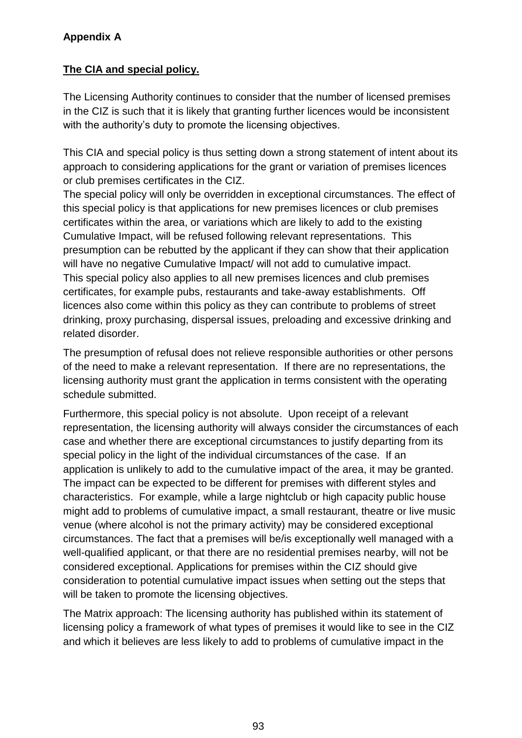**Appendix A**

**The CIA and special policy.**

The Licensing Authority continues to consider that the number of licensed premises in the CIZ is such that it is likely that granting further licences would be inconsistent with the authority's duty to promote the licensing objectives.

This CIA and special policy is thus setting down a strong statement of intent about its approach to considering applications for the grant or variation of premises licences or club premises certificates in the CIZ.
The special policy will only be overridden in exceptional circumstances. The effect of this special policy is that applications for new premises licences or club premises certificates within the area, or variations which are likely to add to the existing Cumulative Impact, will be refused following relevant representations. This presumption can be rebutted by the applicant if they can show that their application will have no negative Cumulative Impact/ will not add to cumulative impact.
This special policy also applies to all new premises licences and club premises certificates, for example pubs, restaurants and take-away establishments. Off licences also come within this policy as they can contribute to problems of street drinking, proxy purchasing, dispersal issues, preloading and excessive drinking and related disorder.

The presumption of refusal does not relieve responsible authorities or other persons of the need to make a relevant representation. If there are no representations, the licensing authority must grant the application in terms consistent with the operating schedule submitted.

Furthermore, this special policy is not absolute. Upon receipt of a relevant representation, the licensing authority will always consider the circumstances of each case and whether there are exceptional circumstances to justify departing from its special policy in the light of the individual circumstances of the case. If an application is unlikely to add to the cumulative impact of the area, it may be granted. The impact can be expected to be different for premises with different styles and characteristics. For example, while a large nightclub or high capacity public house might add to problems of cumulative impact, a small restaurant, theatre or live music venue (where alcohol is not the primary activity) may be considered exceptional circumstances. The fact that a premises will be/is exceptionally well managed with a well-qualified applicant, or that there are no residential premises nearby, will not be considered exceptional. Applications for premises within the CIZ should give consideration to potential cumulative impact issues when setting out the steps that will be taken to promote the licensing objectives.

The Matrix approach: The licensing authority has published within its statement of licensing policy a framework of what types of premises it would like to see in the CIZ and which it believes are less likely to add to problems of cumulative impact in the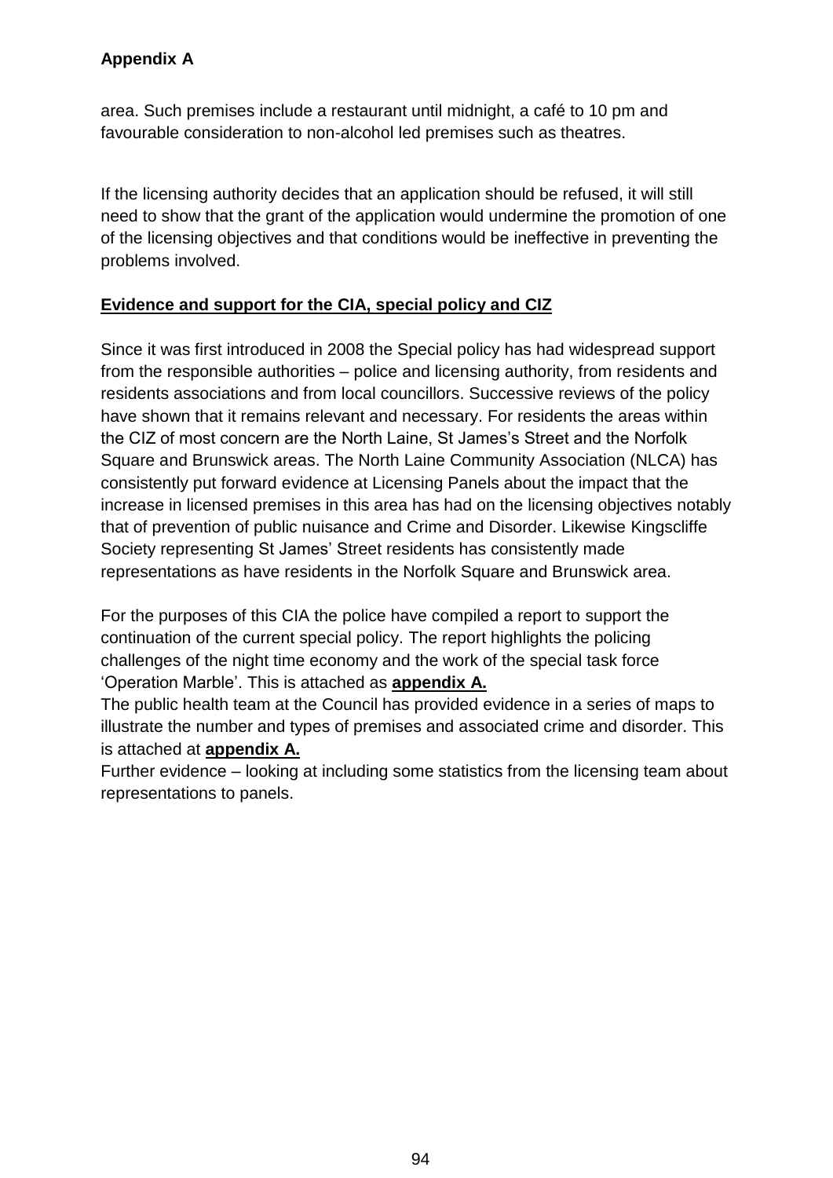area. Such premises include a restaurant until midnight, a café to 10 pm and favourable consideration to non-alcohol led premises such as theatres.

If the licensing authority decides that an application should be refused, it will still need to show that the grant of the application would undermine the promotion of one of the licensing objectives and that conditions would be ineffective in preventing the problems involved.

**Evidence and support for the CIA, special policy and CIZ**

Since it was first introduced in 2008 the Special policy has had widespread support from the responsible authorities – police and licensing authority, from residents and residents associations and from local councillors. Successive reviews of the policy have shown that it remains relevant and necessary. For residents the areas within the CIZ of most concern are the North Laine, St James's Street and the Norfolk Square and Brunswick areas. The North Laine Community Association (NLCA) has consistently put forward evidence at Licensing Panels about the impact that the increase in licensed premises in this area has had on the licensing objectives notably that of prevention of public nuisance and Crime and Disorder. Likewise Kingscliffe Society representing St James' Street residents has consistently made representations as have residents in the Norfolk Square and Brunswick area.

For the purposes of this CIA the police have compiled a report to support the continuation of the current special policy. The report highlights the policing challenges of the night time economy and the work of the special task force 'Operation Marble'. This is attached as **appendix A.**
The public health team at the Council has provided evidence in a series of maps to illustrate the number and types of premises and associated crime and disorder. This is attached at **appendix A.**
Further evidence – looking at including some statistics from the licensing team about representations to panels.